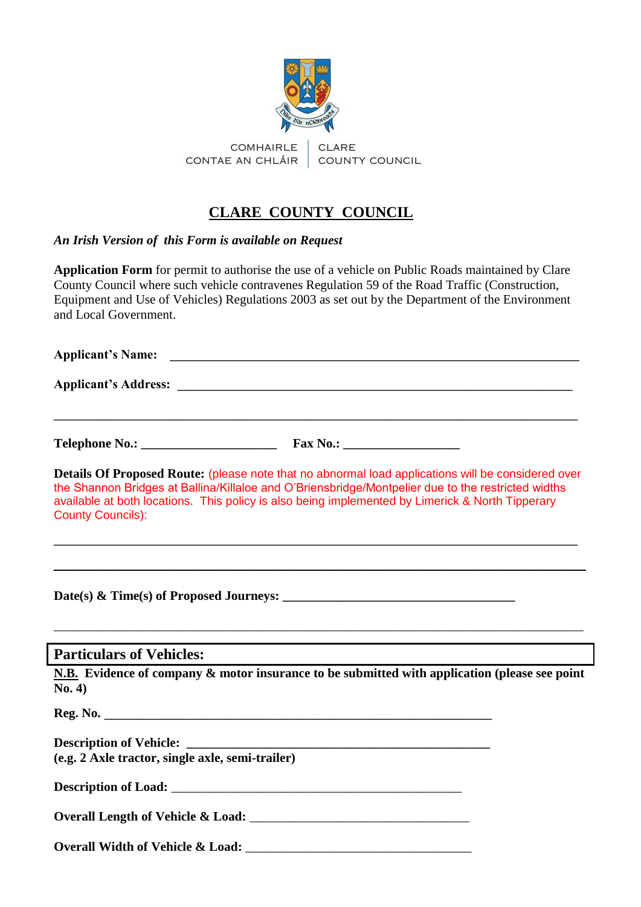COMHAIRLE CONTAE AN CHLÁIR | CLARE COUNTY COUNCIL

# CLARE COUNTY COUNCIL

*An Irish Version of this Form is available on Request*

**Application Form** for permit to authorise the use of a vehicle on Public Roads maintained by Clare County Council where such vehicle contravenes Regulation 59 of the Road Traffic (Construction, Equipment and Use of Vehicles) Regulations 2003 as set out by the Department of the Environment and Local Government.

**Applicant's Name:** ____________________________________________________________

**Applicant's Address:** __________________________________________________________

________________________________________________________________________________

**Telephone No.:** ____________________ **Fax No.:** _________________

**Details Of Proposed Route:** (please note that no abnormal load applications will be considered over the Shannon Bridges at Ballina/Killaloe and O'Briensbridge/Montpelier due to the restricted widths available at both locations. This policy is also being implemented by Limerick & North Tipperary County Councils):

________________________________________________________________________________

________________________________________________________________________________

**Date(s) & Time(s) of Proposed Journeys:** __________________________________

________________________________________________________________________________

## Particulars of Vehicles:

**N.B. Evidence of company & motor insurance to be submitted with application (please see point No. 4)**

**Reg. No.** __________________________________________________________

**Description of Vehicle:** ____________________________________________
**(e.g. 2 Axle tractor, single axle, semi-trailer)**

**Description of Load:** ___________________________________________

**Overall Length of Vehicle & Load:** _________________________________

**Overall Width of Vehicle & Load:** _________________________________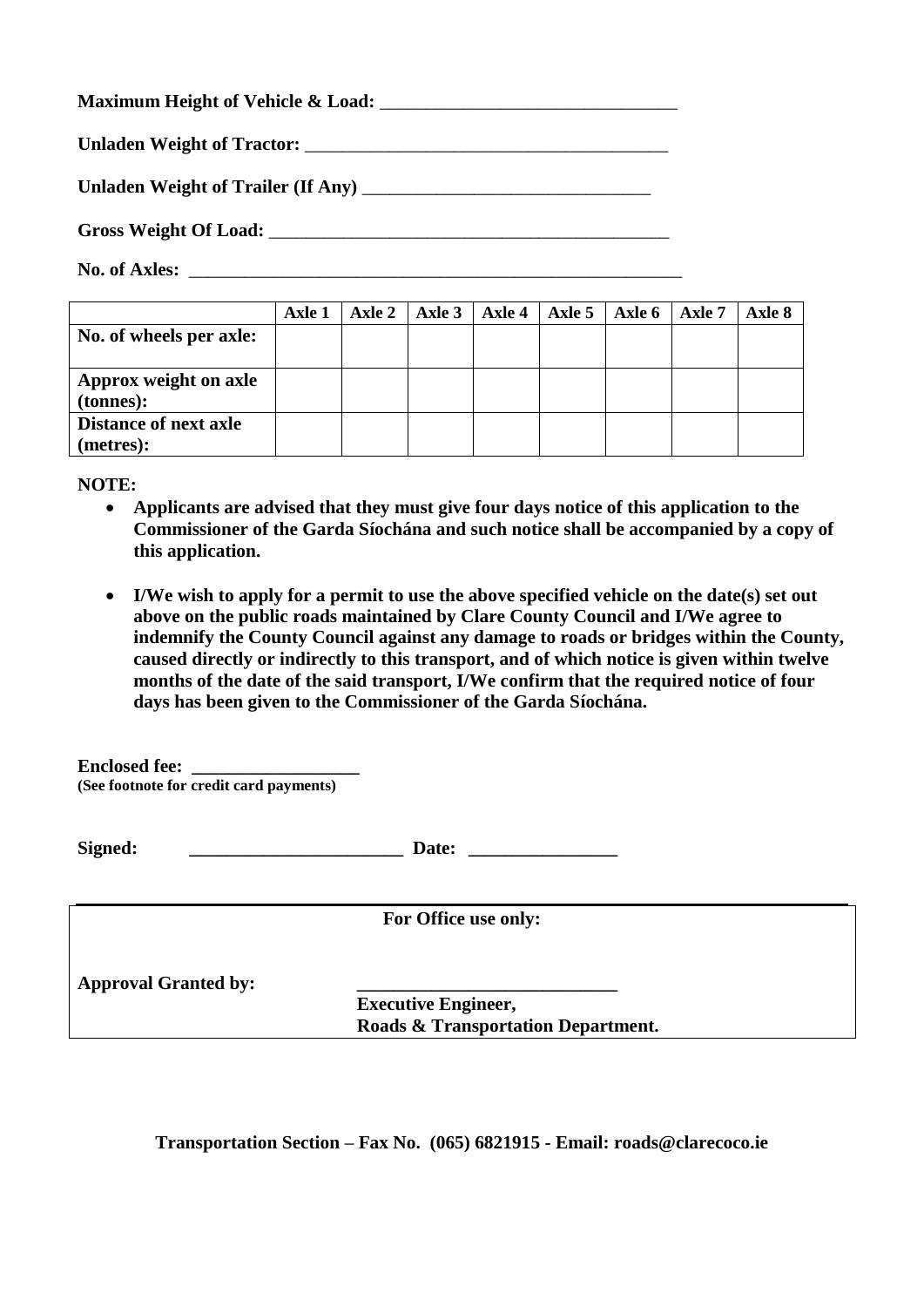**Maximum Height of Vehicle & Load:** ________________________________

**Unladen Weight of Tractor:** ________________________________________

**Unladen Weight of Trailer (If Any)** ______________________________

**Gross Weight Of Load:** ____________________________________________

**No. of Axles:** ______________________________________________________

| | Axle 1 | Axle 2 | Axle 3 | Axle 4 | Axle 5 | Axle 6 | Axle 7 | Axle 8 |
|---|---|---|---|---|---|---|---|---|
| **No. of wheels per axle:** | | | | | | | | |
| **Approx weight on axle (tonnes):** | | | | | | | | |
| **Distance of next axle (metres):** | | | | | | | | |

**NOTE:**

- **Applicants are advised that they must give four days notice of this application to the Commissioner of the Garda Síochána and such notice shall be accompanied by a copy of this application.**

- **I/We wish to apply for a permit to use the above specified vehicle on the date(s) set out above on the public roads maintained by Clare County Council and I/We agree to indemnify the County Council against any damage to roads or bridges within the County, caused directly or indirectly to this transport, and of which notice is given within twelve months of the date of the said transport, I/We confirm that the required notice of four days has been given to the Commissioner of the Garda Síochána.**

**Enclosed fee:** __________________
**(See footnote for credit card payments)**

**Signed:** ________________________ **Date:** ________________

---

**For Office use only:**

**Approval Granted by:** ____________________________

**Executive Engineer,**
**Roads & Transportation Department.**

---

**Transportation Section – Fax No. (065) 6821915 - Email: roads@clarecoco.ie**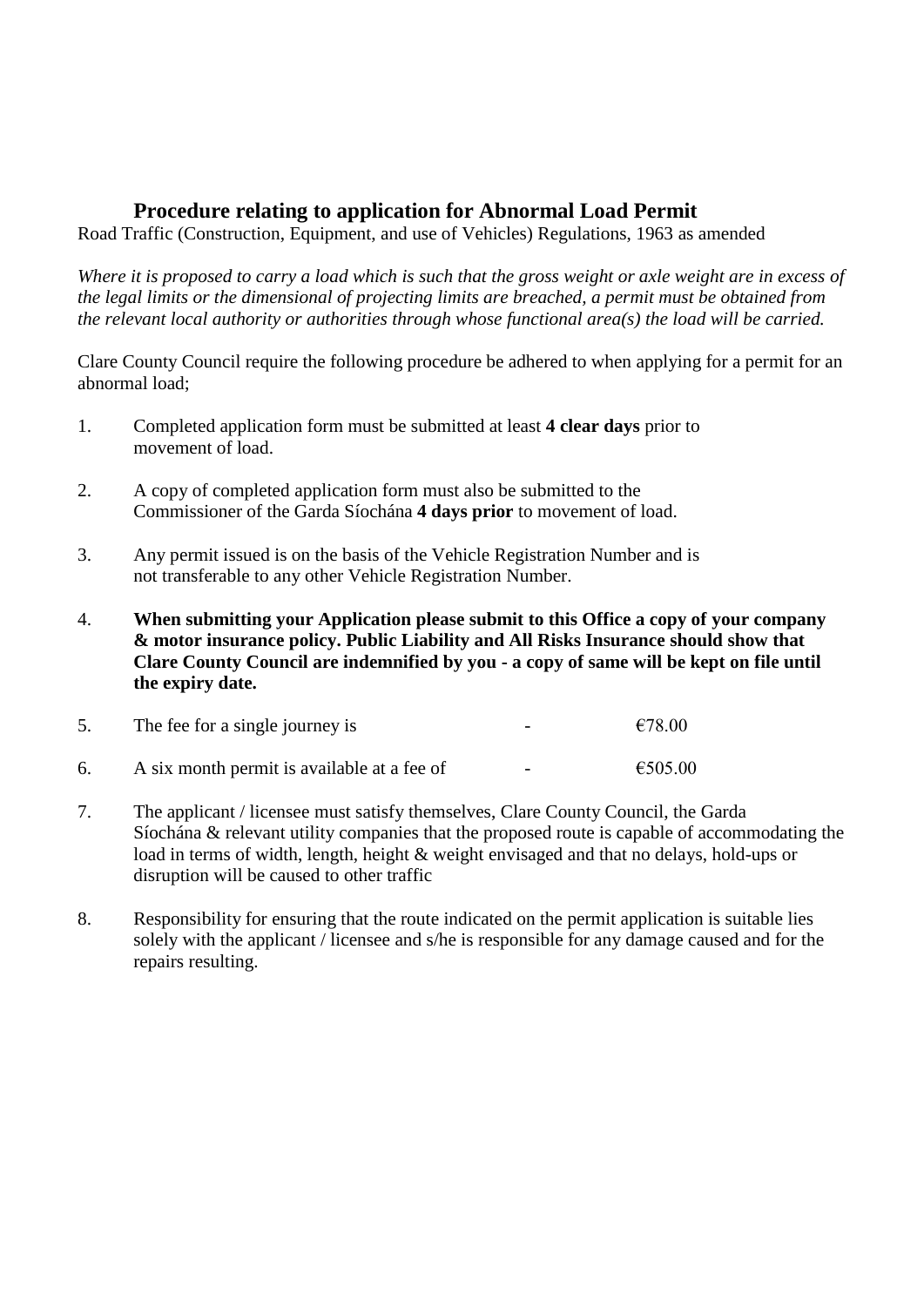## Procedure relating to application for Abnormal Load Permit

Road Traffic (Construction, Equipment, and use of Vehicles) Regulations, 1963 as amended

*Where it is proposed to carry a load which is such that the gross weight or axle weight are in excess of the legal limits or the dimensional of projecting limits are breached, a permit must be obtained from the relevant local authority or authorities through whose functional area(s) the load will be carried.*

Clare County Council require the following procedure be adhered to when applying for a permit for an abnormal load;

1. Completed application form must be submitted at least **4 clear days** prior to movement of load.

2. A copy of completed application form must also be submitted to the Commissioner of the Garda Síochána **4 days prior** to movement of load.

3. Any permit issued is on the basis of the Vehicle Registration Number and is not transferable to any other Vehicle Registration Number.

4. **When submitting your Application please submit to this Office a copy of your company & motor insurance policy. Public Liability and All Risks Insurance should show that Clare County Council are indemnified by you - a copy of same will be kept on file until the expiry date.**

5. The fee for a single journey is - €78.00

6. A six month permit is available at a fee of - €505.00

7. The applicant / licensee must satisfy themselves, Clare County Council, the Garda Síochána & relevant utility companies that the proposed route is capable of accommodating the load in terms of width, length, height & weight envisaged and that no delays, hold-ups or disruption will be caused to other traffic

8. Responsibility for ensuring that the route indicated on the permit application is suitable lies solely with the applicant / licensee and s/he is responsible for any damage caused and for the repairs resulting.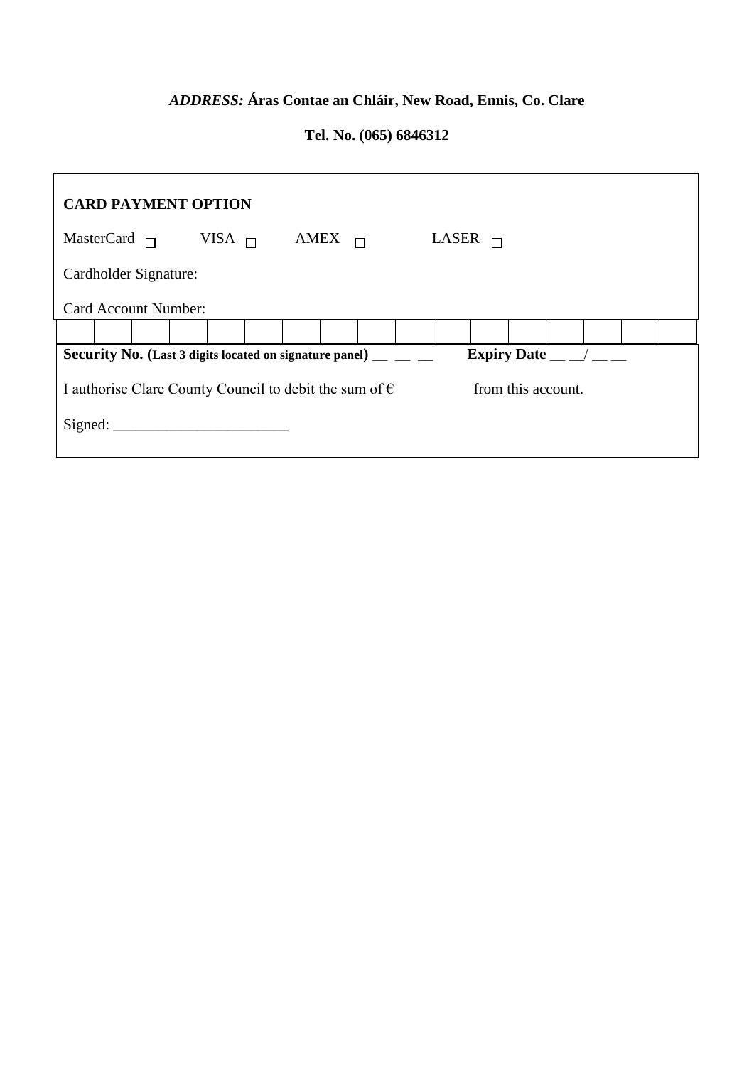*ADDRESS:* **Áras Contae an Chláir, New Road, Ennis, Co. Clare**

**Tel. No. (065) 6846312**

**CARD PAYMENT OPTION**

MasterCard ☐ VISA ☐ AMEX ☐ LASER ☐

Cardholder Signature:

Card Account Number:

| | | | | | | | | | | | | | | | | |
|---|---|---|---|---|---|---|---|---|---|---|---|---|---|---|---|---|
| | | | | | | | | | | | | | | | | |

**Security No. (Last 3 digits located on signature panel)** __ __ __ **Expiry Date** __ __/ __ __

I authorise Clare County Council to debit the sum of € from this account.

Signed: ______________________